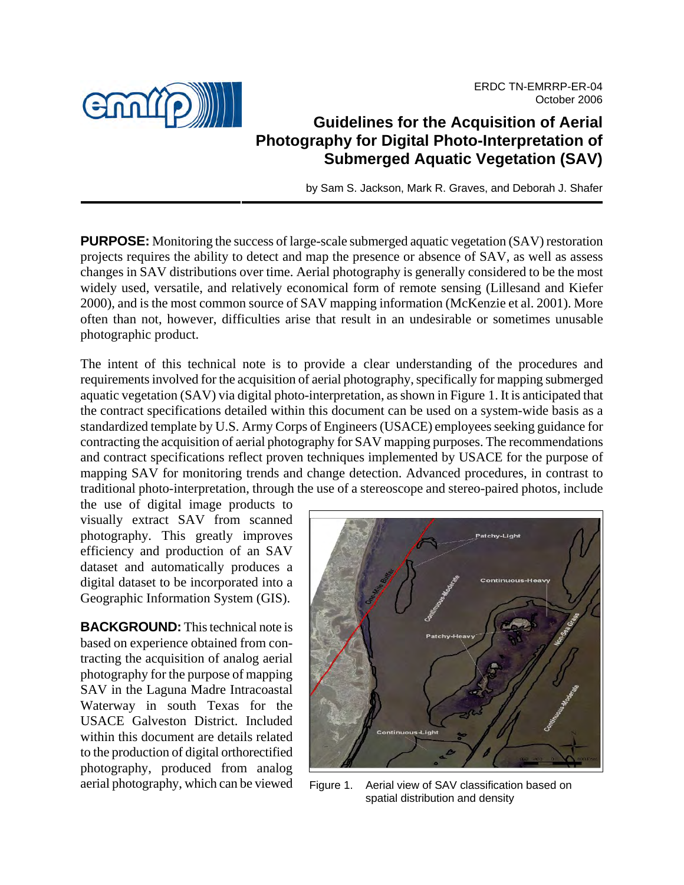ERDC TN-EMRRP-ER-04
October 2006

# Guidelines for the Acquisition of Aerial Photography for Digital Photo-Interpretation of Submerged Aquatic Vegetation (SAV)

by Sam S. Jackson, Mark R. Graves, and Deborah J. Shafer

**PURPOSE:** Monitoring the success of large-scale submerged aquatic vegetation (SAV) restoration projects requires the ability to detect and map the presence or absence of SAV, as well as assess changes in SAV distributions over time. Aerial photography is generally considered to be the most widely used, versatile, and relatively economical form of remote sensing (Lillesand and Kiefer 2000), and is the most common source of SAV mapping information (McKenzie et al. 2001). More often than not, however, difficulties arise that result in an undesirable or sometimes unusable photographic product.

The intent of this technical note is to provide a clear understanding of the procedures and requirements involved for the acquisition of aerial photography, specifically for mapping submerged aquatic vegetation (SAV) via digital photo-interpretation, as shown in Figure 1. It is anticipated that the contract specifications detailed within this document can be used on a system-wide basis as a standardized template by U.S. Army Corps of Engineers (USACE) employees seeking guidance for contracting the acquisition of aerial photography for SAV mapping purposes. The recommendations and contract specifications reflect proven techniques implemented by USACE for the purpose of mapping SAV for monitoring trends and change detection. Advanced procedures, in contrast to traditional photo-interpretation, through the use of a stereoscope and stereo-paired photos, include the use of digital image products to visually extract SAV from scanned photography. This greatly improves efficiency and production of an SAV dataset and automatically produces a digital dataset to be incorporated into a Geographic Information System (GIS).

Figure 1. Aerial view of SAV classification based on spatial distribution and density

**BACKGROUND:** This technical note is based on experience obtained from contracting the acquisition of analog aerial photography for the purpose of mapping SAV in the Laguna Madre Intracoastal Waterway in south Texas for the USACE Galveston District. Included within this document are details related to the production of digital orthorectified photography, produced from analog aerial photography, which can be viewed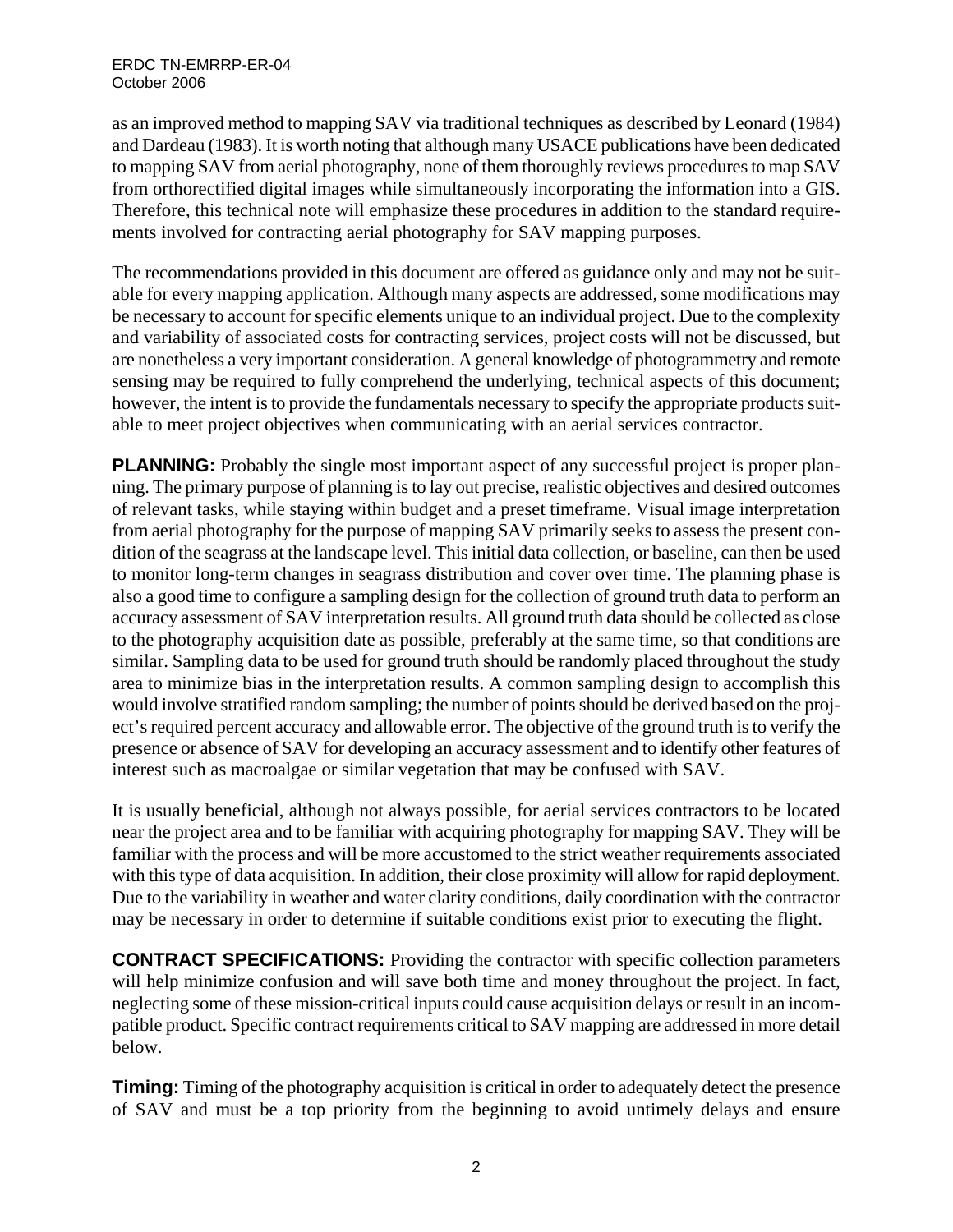as an improved method to mapping SAV via traditional techniques as described by Leonard (1984) and Dardeau (1983). It is worth noting that although many USACE publications have been dedicated to mapping SAV from aerial photography, none of them thoroughly reviews procedures to map SAV from orthorectified digital images while simultaneously incorporating the information into a GIS. Therefore, this technical note will emphasize these procedures in addition to the standard requirements involved for contracting aerial photography for SAV mapping purposes.

The recommendations provided in this document are offered as guidance only and may not be suitable for every mapping application. Although many aspects are addressed, some modifications may be necessary to account for specific elements unique to an individual project. Due to the complexity and variability of associated costs for contracting services, project costs will not be discussed, but are nonetheless a very important consideration. A general knowledge of photogrammetry and remote sensing may be required to fully comprehend the underlying, technical aspects of this document; however, the intent is to provide the fundamentals necessary to specify the appropriate products suitable to meet project objectives when communicating with an aerial services contractor.

**PLANNING:** Probably the single most important aspect of any successful project is proper planning. The primary purpose of planning is to lay out precise, realistic objectives and desired outcomes of relevant tasks, while staying within budget and a preset timeframe. Visual image interpretation from aerial photography for the purpose of mapping SAV primarily seeks to assess the present condition of the seagrass at the landscape level. This initial data collection, or baseline, can then be used to monitor long-term changes in seagrass distribution and cover over time. The planning phase is also a good time to configure a sampling design for the collection of ground truth data to perform an accuracy assessment of SAV interpretation results. All ground truth data should be collected as close to the photography acquisition date as possible, preferably at the same time, so that conditions are similar. Sampling data to be used for ground truth should be randomly placed throughout the study area to minimize bias in the interpretation results. A common sampling design to accomplish this would involve stratified random sampling; the number of points should be derived based on the project's required percent accuracy and allowable error. The objective of the ground truth is to verify the presence or absence of SAV for developing an accuracy assessment and to identify other features of interest such as macroalgae or similar vegetation that may be confused with SAV.

It is usually beneficial, although not always possible, for aerial services contractors to be located near the project area and to be familiar with acquiring photography for mapping SAV. They will be familiar with the process and will be more accustomed to the strict weather requirements associated with this type of data acquisition. In addition, their close proximity will allow for rapid deployment. Due to the variability in weather and water clarity conditions, daily coordination with the contractor may be necessary in order to determine if suitable conditions exist prior to executing the flight.

**CONTRACT SPECIFICATIONS:** Providing the contractor with specific collection parameters will help minimize confusion and will save both time and money throughout the project. In fact, neglecting some of these mission-critical inputs could cause acquisition delays or result in an incompatible product. Specific contract requirements critical to SAV mapping are addressed in more detail below.

**Timing:** Timing of the photography acquisition is critical in order to adequately detect the presence of SAV and must be a top priority from the beginning to avoid untimely delays and ensure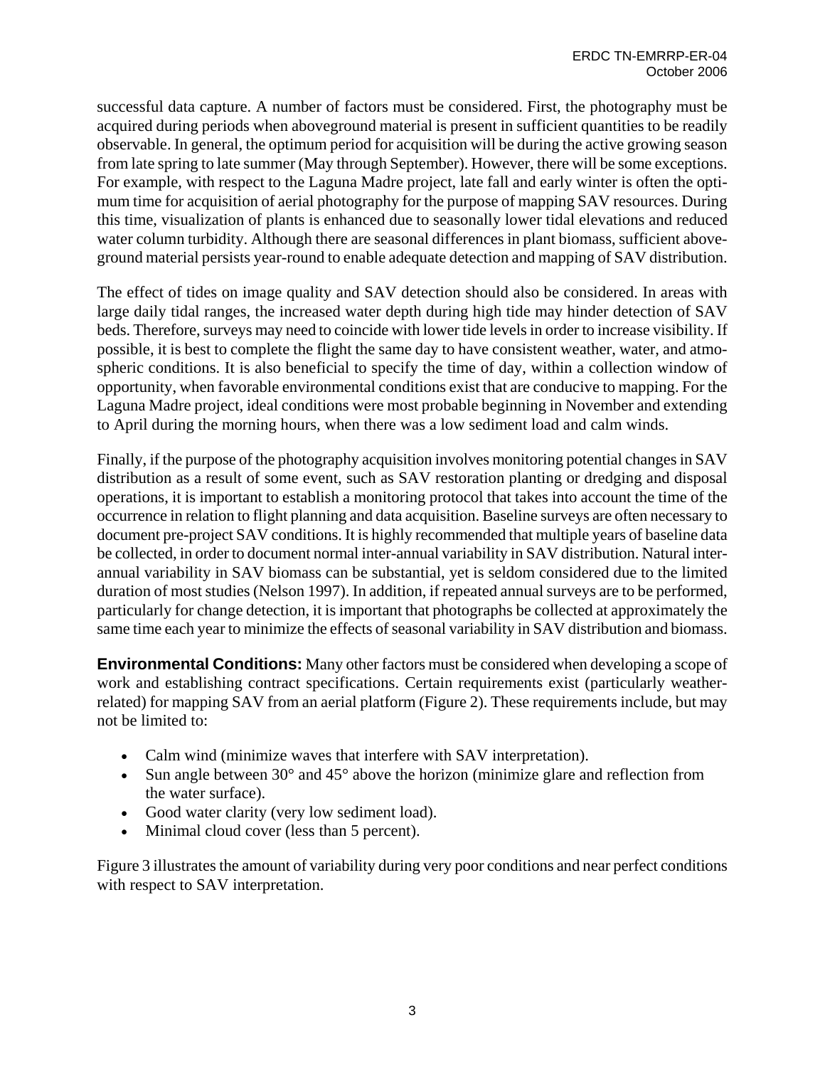successful data capture. A number of factors must be considered. First, the photography must be acquired during periods when aboveground material is present in sufficient quantities to be readily observable. In general, the optimum period for acquisition will be during the active growing season from late spring to late summer (May through September). However, there will be some exceptions. For example, with respect to the Laguna Madre project, late fall and early winter is often the optimum time for acquisition of aerial photography for the purpose of mapping SAV resources. During this time, visualization of plants is enhanced due to seasonally lower tidal elevations and reduced water column turbidity. Although there are seasonal differences in plant biomass, sufficient aboveground material persists year-round to enable adequate detection and mapping of SAV distribution.

The effect of tides on image quality and SAV detection should also be considered. In areas with large daily tidal ranges, the increased water depth during high tide may hinder detection of SAV beds. Therefore, surveys may need to coincide with lower tide levels in order to increase visibility. If possible, it is best to complete the flight the same day to have consistent weather, water, and atmospheric conditions. It is also beneficial to specify the time of day, within a collection window of opportunity, when favorable environmental conditions exist that are conducive to mapping. For the Laguna Madre project, ideal conditions were most probable beginning in November and extending to April during the morning hours, when there was a low sediment load and calm winds.

Finally, if the purpose of the photography acquisition involves monitoring potential changes in SAV distribution as a result of some event, such as SAV restoration planting or dredging and disposal operations, it is important to establish a monitoring protocol that takes into account the time of the occurrence in relation to flight planning and data acquisition. Baseline surveys are often necessary to document pre-project SAV conditions. It is highly recommended that multiple years of baseline data be collected, in order to document normal inter-annual variability in SAV distribution. Natural inter-annual variability in SAV biomass can be substantial, yet is seldom considered due to the limited duration of most studies (Nelson 1997). In addition, if repeated annual surveys are to be performed, particularly for change detection, it is important that photographs be collected at approximately the same time each year to minimize the effects of seasonal variability in SAV distribution and biomass.

**Environmental Conditions:** Many other factors must be considered when developing a scope of work and establishing contract specifications. Certain requirements exist (particularly weather-related) for mapping SAV from an aerial platform (Figure 2). These requirements include, but may not be limited to:

- Calm wind (minimize waves that interfere with SAV interpretation).
- Sun angle between 30° and 45° above the horizon (minimize glare and reflection from the water surface).
- Good water clarity (very low sediment load).
- Minimal cloud cover (less than 5 percent).

Figure 3 illustrates the amount of variability during very poor conditions and near perfect conditions with respect to SAV interpretation.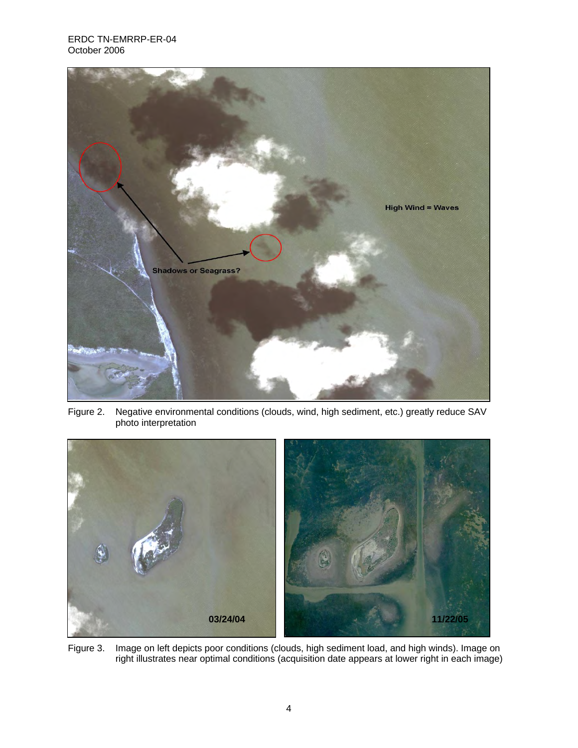Figure 2. Negative environmental conditions (clouds, wind, high sediment, etc.) greatly reduce SAV photo interpretation

Figure 3. Image on left depicts poor conditions (clouds, high sediment load, and high winds). Image on right illustrates near optimal conditions (acquisition date appears at lower right in each image)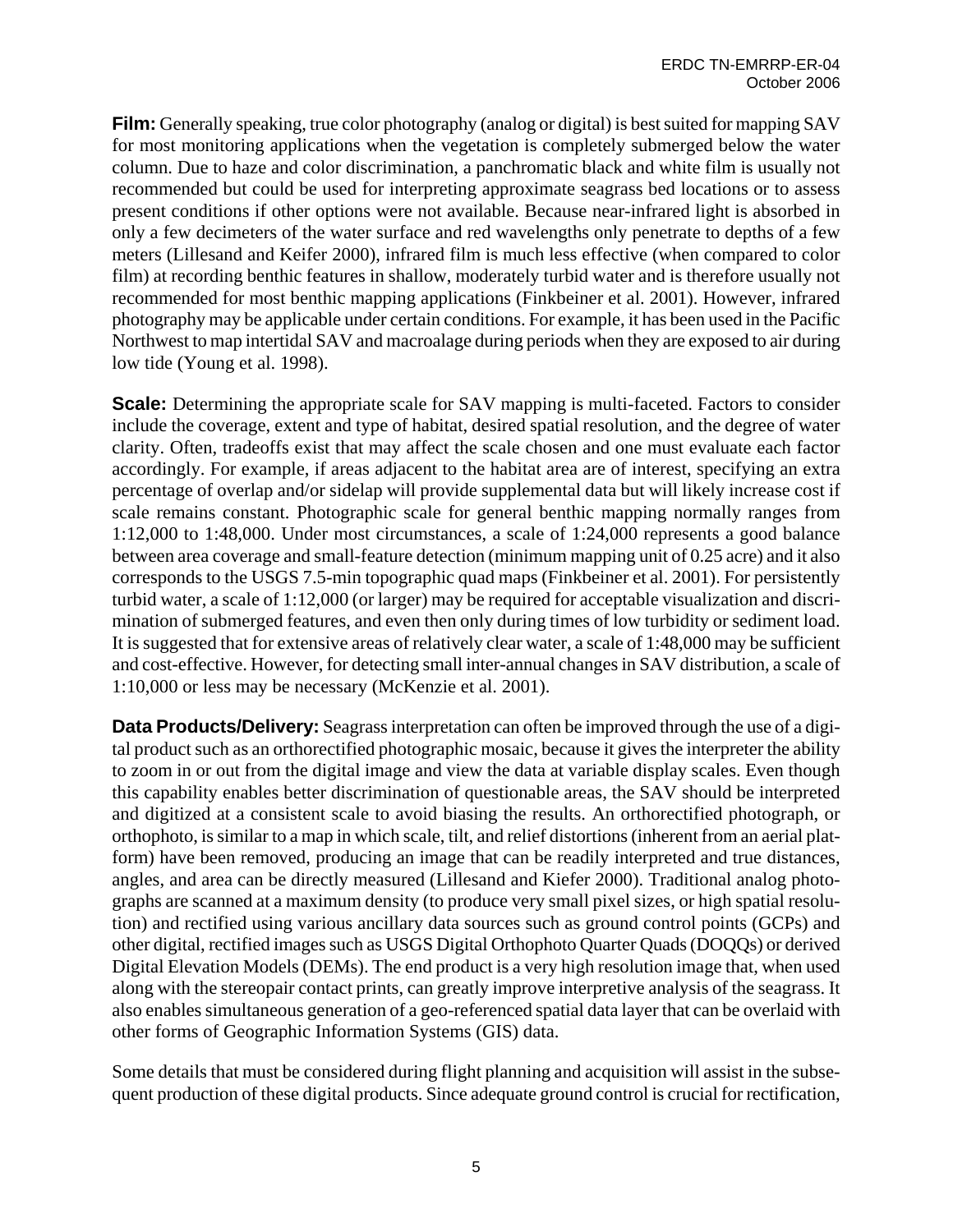**Film:** Generally speaking, true color photography (analog or digital) is best suited for mapping SAV for most monitoring applications when the vegetation is completely submerged below the water column. Due to haze and color discrimination, a panchromatic black and white film is usually not recommended but could be used for interpreting approximate seagrass bed locations or to assess present conditions if other options were not available. Because near-infrared light is absorbed in only a few decimeters of the water surface and red wavelengths only penetrate to depths of a few meters (Lillesand and Keifer 2000), infrared film is much less effective (when compared to color film) at recording benthic features in shallow, moderately turbid water and is therefore usually not recommended for most benthic mapping applications (Finkbeiner et al. 2001). However, infrared photography may be applicable under certain conditions. For example, it has been used in the Pacific Northwest to map intertidal SAV and macroalage during periods when they are exposed to air during low tide (Young et al. 1998).

**Scale:** Determining the appropriate scale for SAV mapping is multi-faceted. Factors to consider include the coverage, extent and type of habitat, desired spatial resolution, and the degree of water clarity. Often, tradeoffs exist that may affect the scale chosen and one must evaluate each factor accordingly. For example, if areas adjacent to the habitat area are of interest, specifying an extra percentage of overlap and/or sidelap will provide supplemental data but will likely increase cost if scale remains constant. Photographic scale for general benthic mapping normally ranges from 1:12,000 to 1:48,000. Under most circumstances, a scale of 1:24,000 represents a good balance between area coverage and small-feature detection (minimum mapping unit of 0.25 acre) and it also corresponds to the USGS 7.5-min topographic quad maps (Finkbeiner et al. 2001). For persistently turbid water, a scale of 1:12,000 (or larger) may be required for acceptable visualization and discrimination of submerged features, and even then only during times of low turbidity or sediment load. It is suggested that for extensive areas of relatively clear water, a scale of 1:48,000 may be sufficient and cost-effective. However, for detecting small inter-annual changes in SAV distribution, a scale of 1:10,000 or less may be necessary (McKenzie et al. 2001).

**Data Products/Delivery:** Seagrass interpretation can often be improved through the use of a digital product such as an orthorectified photographic mosaic, because it gives the interpreter the ability to zoom in or out from the digital image and view the data at variable display scales. Even though this capability enables better discrimination of questionable areas, the SAV should be interpreted and digitized at a consistent scale to avoid biasing the results. An orthorectified photograph, or orthophoto, is similar to a map in which scale, tilt, and relief distortions (inherent from an aerial platform) have been removed, producing an image that can be readily interpreted and true distances, angles, and area can be directly measured (Lillesand and Kiefer 2000). Traditional analog photographs are scanned at a maximum density (to produce very small pixel sizes, or high spatial resolution) and rectified using various ancillary data sources such as ground control points (GCPs) and other digital, rectified images such as USGS Digital Orthophoto Quarter Quads (DOQQs) or derived Digital Elevation Models (DEMs). The end product is a very high resolution image that, when used along with the stereopair contact prints, can greatly improve interpretive analysis of the seagrass. It also enables simultaneous generation of a geo-referenced spatial data layer that can be overlaid with other forms of Geographic Information Systems (GIS) data.

Some details that must be considered during flight planning and acquisition will assist in the subsequent production of these digital products. Since adequate ground control is crucial for rectification,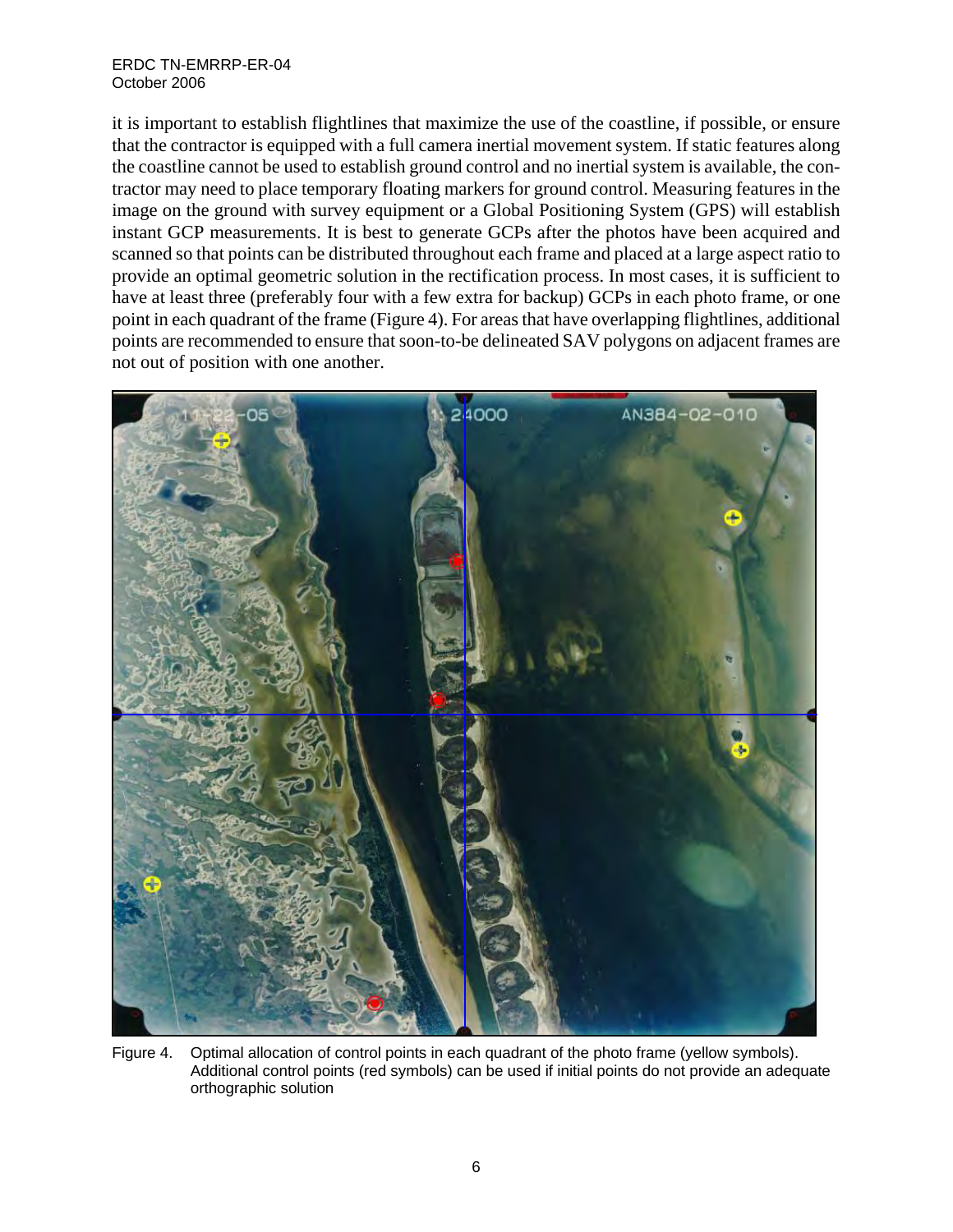it is important to establish flightlines that maximize the use of the coastline, if possible, or ensure that the contractor is equipped with a full camera inertial movement system. If static features along the coastline cannot be used to establish ground control and no inertial system is available, the contractor may need to place temporary floating markers for ground control. Measuring features in the image on the ground with survey equipment or a Global Positioning System (GPS) will establish instant GCP measurements. It is best to generate GCPs after the photos have been acquired and scanned so that points can be distributed throughout each frame and placed at a large aspect ratio to provide an optimal geometric solution in the rectification process. In most cases, it is sufficient to have at least three (preferably four with a few extra for backup) GCPs in each photo frame, or one point in each quadrant of the frame (Figure 4). For areas that have overlapping flightlines, additional points are recommended to ensure that soon-to-be delineated SAV polygons on adjacent frames are not out of position with one another.

Figure 4. Optimal allocation of control points in each quadrant of the photo frame (yellow symbols). Additional control points (red symbols) can be used if initial points do not provide an adequate orthographic solution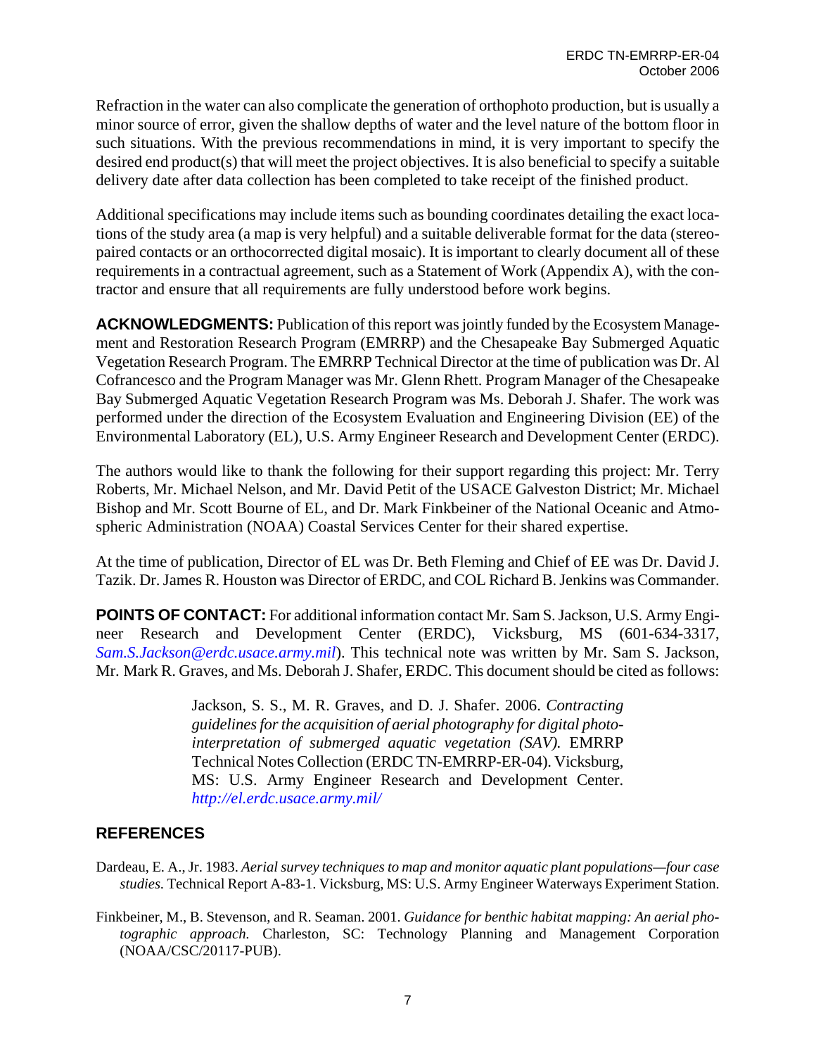Refraction in the water can also complicate the generation of orthophoto production, but is usually a minor source of error, given the shallow depths of water and the level nature of the bottom floor in such situations. With the previous recommendations in mind, it is very important to specify the desired end product(s) that will meet the project objectives. It is also beneficial to specify a suitable delivery date after data collection has been completed to take receipt of the finished product.

Additional specifications may include items such as bounding coordinates detailing the exact locations of the study area (a map is very helpful) and a suitable deliverable format for the data (stereo-paired contacts or an orthocorrected digital mosaic). It is important to clearly document all of these requirements in a contractual agreement, such as a Statement of Work (Appendix A), with the contractor and ensure that all requirements are fully understood before work begins.

**ACKNOWLEDGMENTS:** Publication of this report was jointly funded by the Ecosystem Management and Restoration Research Program (EMRRP) and the Chesapeake Bay Submerged Aquatic Vegetation Research Program. The EMRRP Technical Director at the time of publication was Dr. Al Cofrancesco and the Program Manager was Mr. Glenn Rhett. Program Manager of the Chesapeake Bay Submerged Aquatic Vegetation Research Program was Ms. Deborah J. Shafer. The work was performed under the direction of the Ecosystem Evaluation and Engineering Division (EE) of the Environmental Laboratory (EL), U.S. Army Engineer Research and Development Center (ERDC).

The authors would like to thank the following for their support regarding this project: Mr. Terry Roberts, Mr. Michael Nelson, and Mr. David Petit of the USACE Galveston District; Mr. Michael Bishop and Mr. Scott Bourne of EL, and Dr. Mark Finkbeiner of the National Oceanic and Atmospheric Administration (NOAA) Coastal Services Center for their shared expertise.

At the time of publication, Director of EL was Dr. Beth Fleming and Chief of EE was Dr. David J. Tazik. Dr. James R. Houston was Director of ERDC, and COL Richard B. Jenkins was Commander.

**POINTS OF CONTACT:** For additional information contact Mr. Sam S. Jackson, U.S. Army Engineer Research and Development Center (ERDC), Vicksburg, MS (601-634-3317, *Sam.S.Jackson@erdc.usace.army.mil*). This technical note was written by Mr. Sam S. Jackson, Mr. Mark R. Graves, and Ms. Deborah J. Shafer, ERDC. This document should be cited as follows:

> Jackson, S. S., M. R. Graves, and D. J. Shafer. 2006. *Contracting guidelines for the acquisition of aerial photography for digital photo-interpretation of submerged aquatic vegetation (SAV).* EMRRP Technical Notes Collection (ERDC TN-EMRRP-ER-04). Vicksburg, MS: U.S. Army Engineer Research and Development Center. *http://el.erdc.usace.army.mil/*

## REFERENCES

Dardeau, E. A., Jr. 1983. *Aerial survey techniques to map and monitor aquatic plant populations—four case studies.* Technical Report A-83-1. Vicksburg, MS: U.S. Army Engineer Waterways Experiment Station.

Finkbeiner, M., B. Stevenson, and R. Seaman. 2001. *Guidance for benthic habitat mapping: An aerial photographic approach.* Charleston, SC: Technology Planning and Management Corporation (NOAA/CSC/20117-PUB).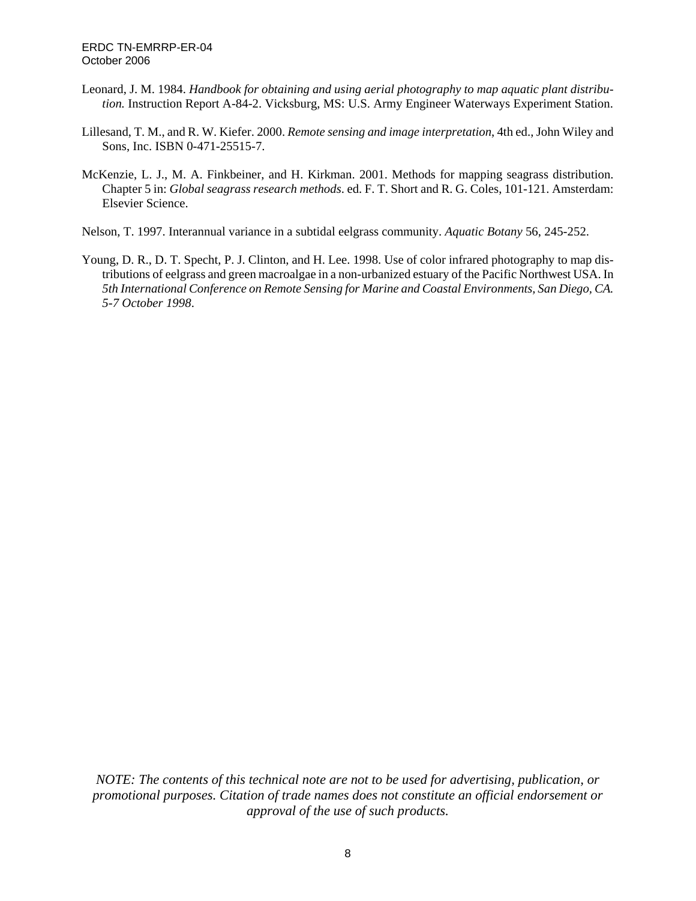Leonard, J. M. 1984. *Handbook for obtaining and using aerial photography to map aquatic plant distribution.* Instruction Report A-84-2. Vicksburg, MS: U.S. Army Engineer Waterways Experiment Station.

Lillesand, T. M., and R. W. Kiefer. 2000. *Remote sensing and image interpretation*, 4th ed., John Wiley and Sons, Inc. ISBN 0-471-25515-7.

McKenzie, L. J., M. A. Finkbeiner, and H. Kirkman. 2001. Methods for mapping seagrass distribution. Chapter 5 in: *Global seagrass research methods*. ed. F. T. Short and R. G. Coles, 101-121. Amsterdam: Elsevier Science.

Nelson, T. 1997. Interannual variance in a subtidal eelgrass community. *Aquatic Botany* 56, 245-252.

Young, D. R., D. T. Specht, P. J. Clinton, and H. Lee. 1998. Use of color infrared photography to map distributions of eelgrass and green macroalgae in a non-urbanized estuary of the Pacific Northwest USA. In *5th International Conference on Remote Sensing for Marine and Coastal Environments, San Diego, CA. 5-7 October 1998*.

*NOTE: The contents of this technical note are not to be used for advertising, publication, or promotional purposes. Citation of trade names does not constitute an official endorsement or approval of the use of such products.*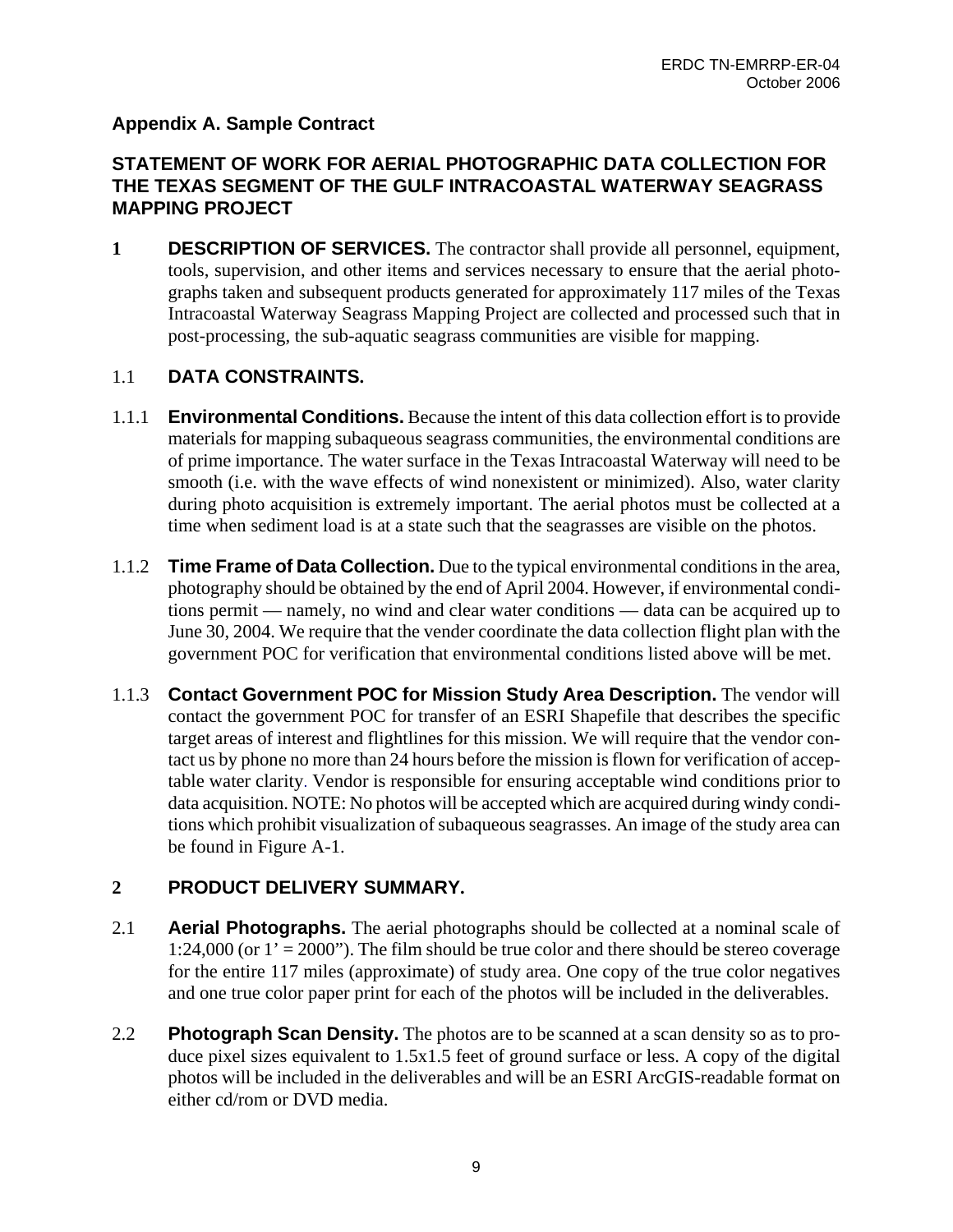## Appendix A. Sample Contract

## STATEMENT OF WORK FOR AERIAL PHOTOGRAPHIC DATA COLLECTION FOR THE TEXAS SEGMENT OF THE GULF INTRACOASTAL WATERWAY SEAGRASS MAPPING PROJECT

**1 DESCRIPTION OF SERVICES.** The contractor shall provide all personnel, equipment, tools, supervision, and other items and services necessary to ensure that the aerial photographs taken and subsequent products generated for approximately 117 miles of the Texas Intracoastal Waterway Seagrass Mapping Project are collected and processed such that in post-processing, the sub-aquatic seagrass communities are visible for mapping.

1.1 **DATA CONSTRAINTS.**

1.1.1 **Environmental Conditions.** Because the intent of this data collection effort is to provide materials for mapping subaqueous seagrass communities, the environmental conditions are of prime importance. The water surface in the Texas Intracoastal Waterway will need to be smooth (i.e. with the wave effects of wind nonexistent or minimized). Also, water clarity during photo acquisition is extremely important. The aerial photos must be collected at a time when sediment load is at a state such that the seagrasses are visible on the photos.

1.1.2 **Time Frame of Data Collection.** Due to the typical environmental conditions in the area, photography should be obtained by the end of April 2004. However, if environmental conditions permit — namely, no wind and clear water conditions — data can be acquired up to June 30, 2004. We require that the vender coordinate the data collection flight plan with the government POC for verification that environmental conditions listed above will be met.

1.1.3 **Contact Government POC for Mission Study Area Description.** The vendor will contact the government POC for transfer of an ESRI Shapefile that describes the specific target areas of interest and flightlines for this mission. We will require that the vendor contact us by phone no more than 24 hours before the mission is flown for verification of acceptable water clarity. Vendor is responsible for ensuring acceptable wind conditions prior to data acquisition. NOTE: No photos will be accepted which are acquired during windy conditions which prohibit visualization of subaqueous seagrasses. An image of the study area can be found in Figure A-1.

**2 PRODUCT DELIVERY SUMMARY.**

2.1 **Aerial Photographs.** The aerial photographs should be collected at a nominal scale of 1:24,000 (or 1' = 2000"). The film should be true color and there should be stereo coverage for the entire 117 miles (approximate) of study area. One copy of the true color negatives and one true color paper print for each of the photos will be included in the deliverables.

2.2 **Photograph Scan Density.** The photos are to be scanned at a scan density so as to produce pixel sizes equivalent to 1.5x1.5 feet of ground surface or less. A copy of the digital photos will be included in the deliverables and will be an ESRI ArcGIS-readable format on either cd/rom or DVD media.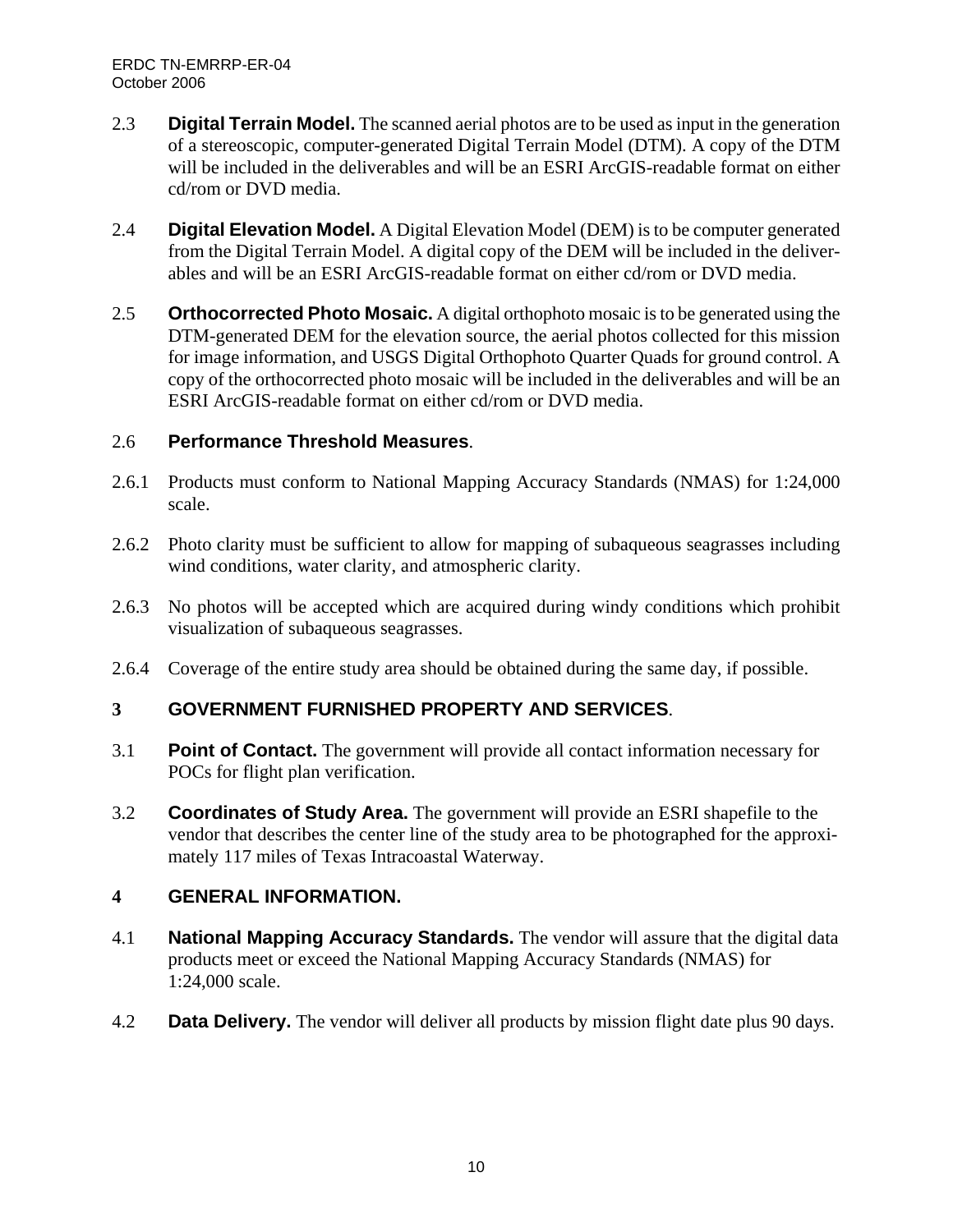2.3 **Digital Terrain Model.** The scanned aerial photos are to be used as input in the generation of a stereoscopic, computer-generated Digital Terrain Model (DTM). A copy of the DTM will be included in the deliverables and will be an ESRI ArcGIS-readable format on either cd/rom or DVD media.

2.4 **Digital Elevation Model.** A Digital Elevation Model (DEM) is to be computer generated from the Digital Terrain Model. A digital copy of the DEM will be included in the deliverables and will be an ESRI ArcGIS-readable format on either cd/rom or DVD media.

2.5 **Orthocorrected Photo Mosaic.** A digital orthophoto mosaic is to be generated using the DTM-generated DEM for the elevation source, the aerial photos collected for this mission for image information, and USGS Digital Orthophoto Quarter Quads for ground control. A copy of the orthocorrected photo mosaic will be included in the deliverables and will be an ESRI ArcGIS-readable format on either cd/rom or DVD media.

2.6 **Performance Threshold Measures**.

2.6.1 Products must conform to National Mapping Accuracy Standards (NMAS) for 1:24,000 scale.

2.6.2 Photo clarity must be sufficient to allow for mapping of subaqueous seagrasses including wind conditions, water clarity, and atmospheric clarity.

2.6.3 No photos will be accepted which are acquired during windy conditions which prohibit visualization of subaqueous seagrasses.

2.6.4 Coverage of the entire study area should be obtained during the same day, if possible.

## 3 GOVERNMENT FURNISHED PROPERTY AND SERVICES.

3.1 **Point of Contact.** The government will provide all contact information necessary for POCs for flight plan verification.

3.2 **Coordinates of Study Area.** The government will provide an ESRI shapefile to the vendor that describes the center line of the study area to be photographed for the approximately 117 miles of Texas Intracoastal Waterway.

## 4 GENERAL INFORMATION.

4.1 **National Mapping Accuracy Standards.** The vendor will assure that the digital data products meet or exceed the National Mapping Accuracy Standards (NMAS) for 1:24,000 scale.

4.2 **Data Delivery.** The vendor will deliver all products by mission flight date plus 90 days.